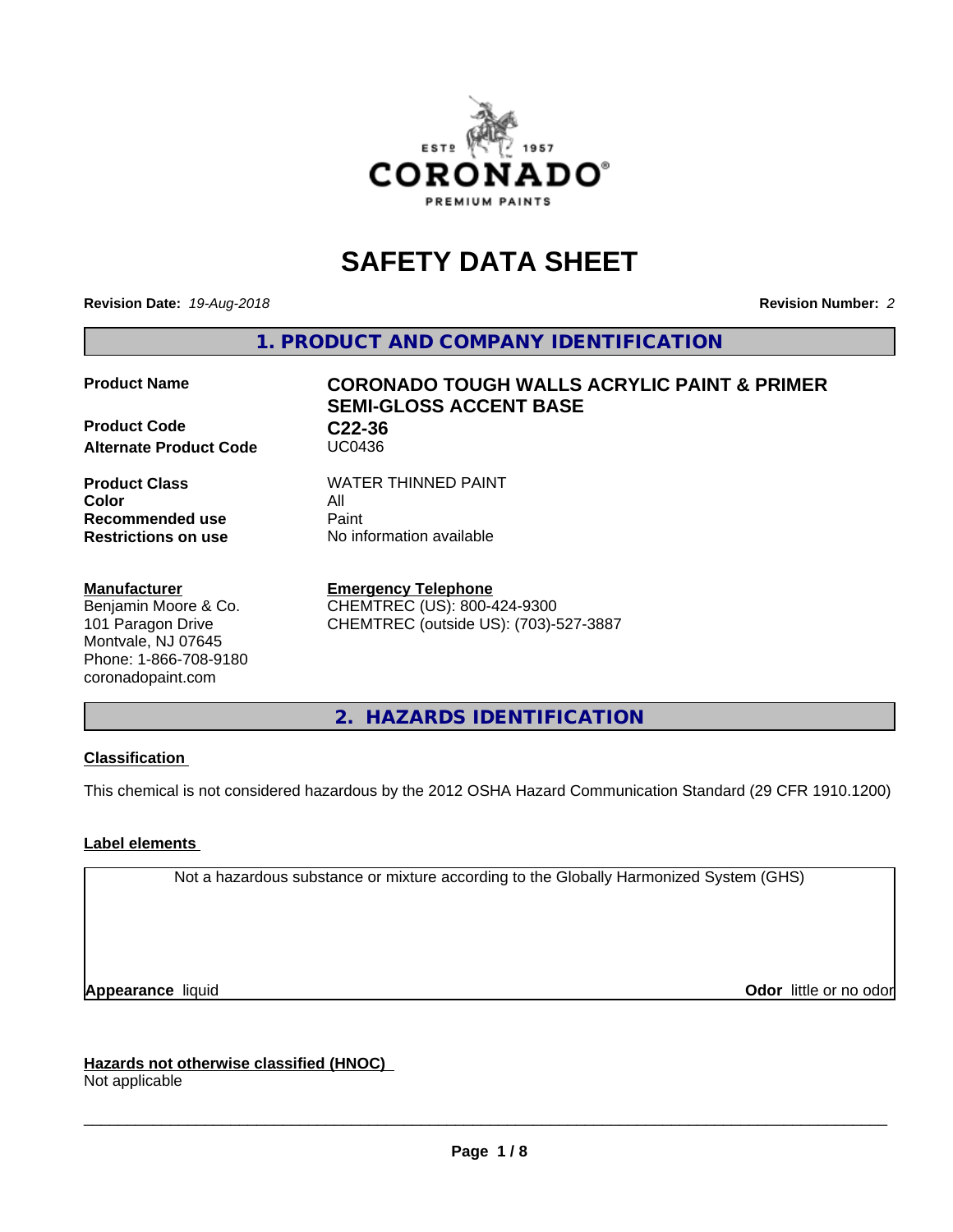# SAFETY DATA SHEET

**Revision Date:** *19-Aug-2018* **Revision Number:** *2*

## 1. PRODUCT AND COMPANY IDENTIFICATION

| | |
|---|---|
| **Product Name** | **CORONADO TOUGH WALLS ACRYLIC PAINT & PRIMER SEMI-GLOSS ACCENT BASE** |
| **Product Code** | **C22-36** |
| **Alternate Product Code** | UC0436 |
| **Product Class** | WATER THINNED PAINT |
| **Color** | All |
| **Recommended use** | Paint |
| **Restrictions on use** | No information available |

**Manufacturer**
Benjamin Moore & Co.
101 Paragon Drive
Montvale, NJ 07645
Phone: 1-866-708-9180
coronadopaint.com

**Emergency Telephone**
CHEMTREC (US): 800-424-9300
CHEMTREC (outside US): (703)-527-3887

## 2. HAZARDS IDENTIFICATION

### Classification

This chemical is not considered hazardous by the 2012 OSHA Hazard Communication Standard (29 CFR 1910.1200)

### Label elements

Not a hazardous substance or mixture according to the Globally Harmonized System (GHS)

**Appearance** liquid **Odor** little or no odor

### Hazards not otherwise classified (HNOC)

Not applicable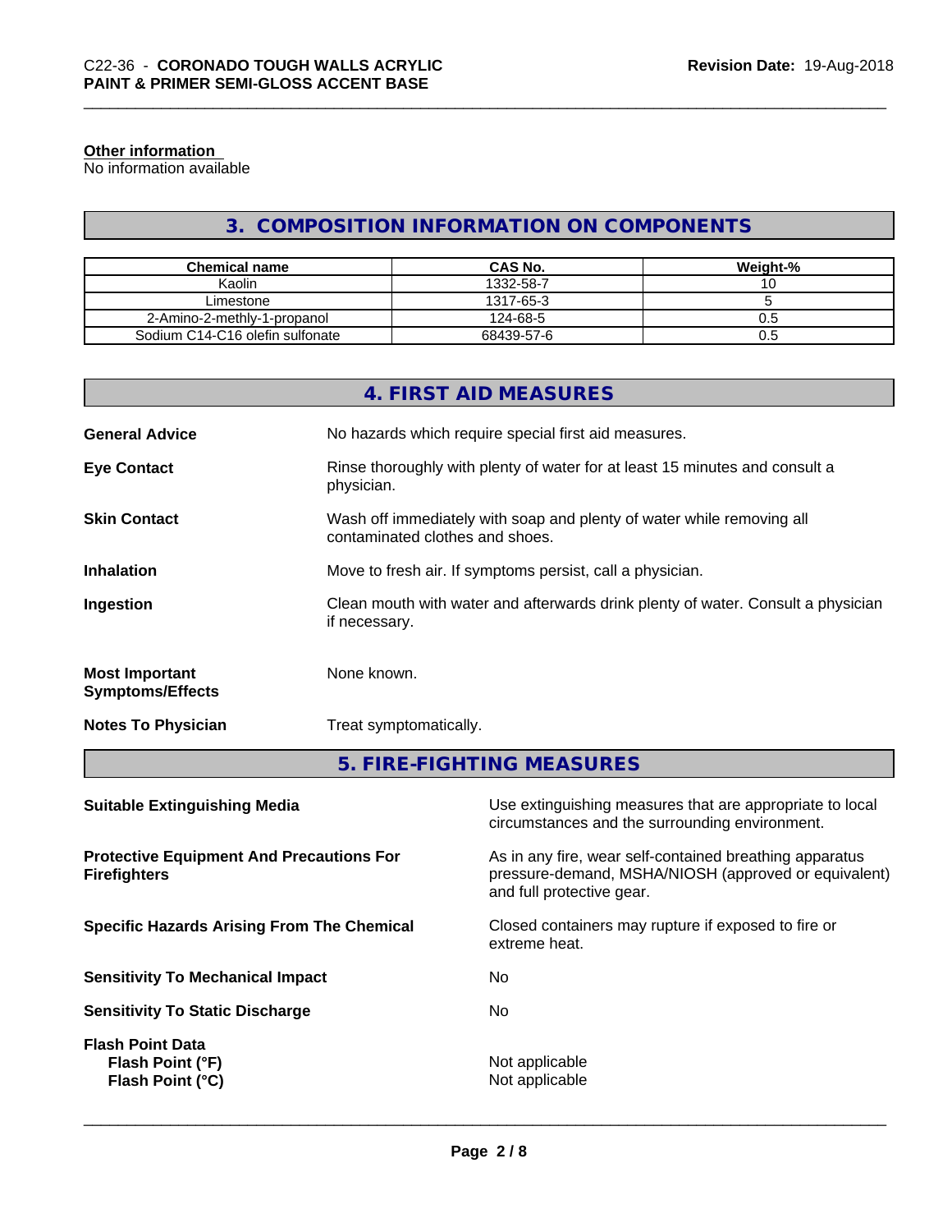**Other information**
No information available

## 3. COMPOSITION INFORMATION ON COMPONENTS

| Chemical name | CAS No. | Weight-% |
|---|---|---|
| Kaolin | 1332-58-7 | 10 |
| Limestone | 1317-65-3 | 5 |
| 2-Amino-2-methly-1-propanol | 124-68-5 | 0.5 |
| Sodium C14-C16 olefin sulfonate | 68439-57-6 | 0.5 |

## 4. FIRST AID MEASURES

**General Advice** — No hazards which require special first aid measures.

**Eye Contact** — Rinse thoroughly with plenty of water for at least 15 minutes and consult a physician.

**Skin Contact** — Wash off immediately with soap and plenty of water while removing all contaminated clothes and shoes.

**Inhalation** — Move to fresh air. If symptoms persist, call a physician.

**Ingestion** — Clean mouth with water and afterwards drink plenty of water. Consult a physician if necessary.

**Most Important Symptoms/Effects** — None known.

**Notes To Physician** — Treat symptomatically.

## 5. FIRE-FIGHTING MEASURES

**Suitable Extinguishing Media** — Use extinguishing measures that are appropriate to local circumstances and the surrounding environment.

**Protective Equipment And Precautions For Firefighters** — As in any fire, wear self-contained breathing apparatus pressure-demand, MSHA/NIOSH (approved or equivalent) and full protective gear.

**Specific Hazards Arising From The Chemical** — Closed containers may rupture if exposed to fire or extreme heat.

**Sensitivity To Mechanical Impact** — No

**Sensitivity To Static Discharge** — No

**Flash Point Data**
**Flash Point (°F)** — Not applicable
**Flash Point (°C)** — Not applicable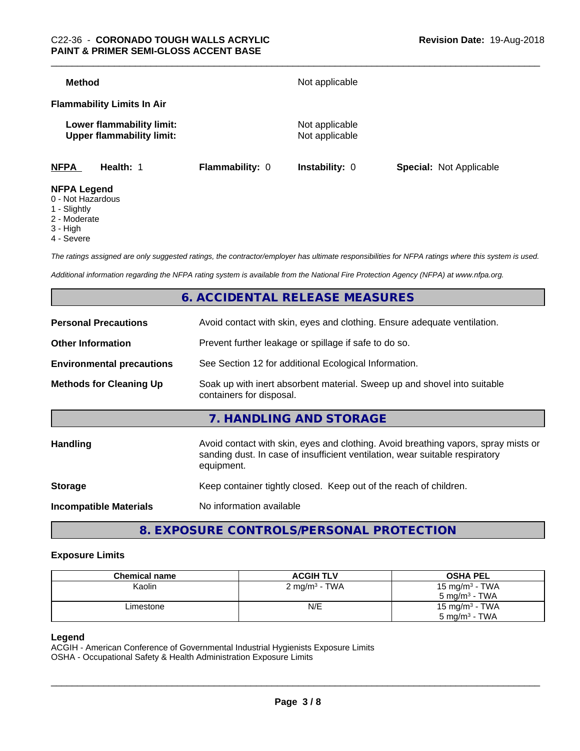**Method** Not applicable

**Flammability Limits In Air**

**Lower flammability limit:** Not applicable
**Upper flammability limit:** Not applicable

| **NFPA** | **Health:** 1 | **Flammability:** 0 | **Instability:** 0 | **Special:** Not Applicable |
|---|---|---|---|---|

**NFPA Legend**
- 0 - Not Hazardous
- 1 - Slightly
- 2 - Moderate
- 3 - High
- 4 - Severe

*The ratings assigned are only suggested ratings, the contractor/employer has ultimate responsibilities for NFPA ratings where this system is used.*

*Additional information regarding the NFPA rating system is available from the National Fire Protection Agency (NFPA) at www.nfpa.org.*

## 6. ACCIDENTAL RELEASE MEASURES

**Personal Precautions** Avoid contact with skin, eyes and clothing. Ensure adequate ventilation.

**Other Information** Prevent further leakage or spillage if safe to do so.

**Environmental precautions** See Section 12 for additional Ecological Information.

**Methods for Cleaning Up** Soak up with inert absorbent material. Sweep up and shovel into suitable containers for disposal.

## 7. HANDLING AND STORAGE

**Handling** Avoid contact with skin, eyes and clothing. Avoid breathing vapors, spray mists or sanding dust. In case of insufficient ventilation, wear suitable respiratory equipment.

**Storage** Keep container tightly closed. Keep out of the reach of children.

**Incompatible Materials** No information available

## 8. EXPOSURE CONTROLS/PERSONAL PROTECTION

### Exposure Limits

| Chemical name | ACGIH TLV | OSHA PEL |
|---|---|---|
| Kaolin | 2 mg/m³ - TWA | 15 mg/m³ - TWA<br>5 mg/m³ - TWA |
| Limestone | N/E | 15 mg/m³ - TWA<br>5 mg/m³ - TWA |

**Legend**
ACGIH - American Conference of Governmental Industrial Hygienists Exposure Limits
OSHA - Occupational Safety & Health Administration Exposure Limits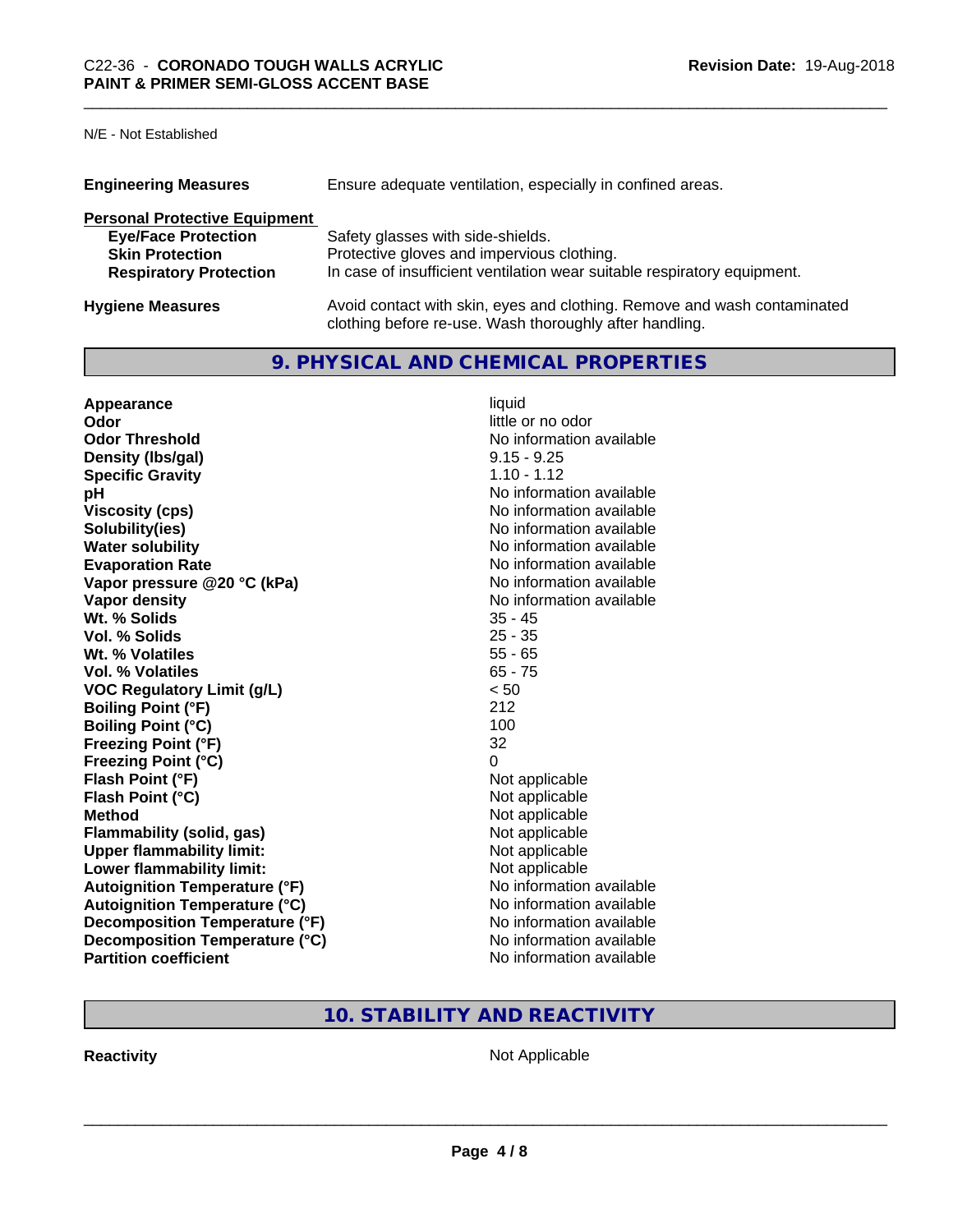N/E - Not Established

| | |
|---|---|
| **Engineering Measures** | Ensure adequate ventilation, especially in confined areas. |

**Personal Protective Equipment**

| | |
|---|---|
| **Eye/Face Protection** | Safety glasses with side-shields. |
| **Skin Protection** | Protective gloves and impervious clothing. |
| **Respiratory Protection** | In case of insufficient ventilation wear suitable respiratory equipment. |

| | |
|---|---|
| **Hygiene Measures** | Avoid contact with skin, eyes and clothing. Remove and wash contaminated clothing before re-use. Wash thoroughly after handling. |

## 9. PHYSICAL AND CHEMICAL PROPERTIES

| | |
|---|---|
| **Appearance** | liquid |
| **Odor** | little or no odor |
| **Odor Threshold** | No information available |
| **Density (lbs/gal)** | 9.15 - 9.25 |
| **Specific Gravity** | 1.10 - 1.12 |
| **pH** | No information available |
| **Viscosity (cps)** | No information available |
| **Solubility(ies)** | No information available |
| **Water solubility** | No information available |
| **Evaporation Rate** | No information available |
| **Vapor pressure @20 °C (kPa)** | No information available |
| **Vapor density** | No information available |
| **Wt. % Solids** | 35 - 45 |
| **Vol. % Solids** | 25 - 35 |
| **Wt. % Volatiles** | 55 - 65 |
| **Vol. % Volatiles** | 65 - 75 |
| **VOC Regulatory Limit (g/L)** | < 50 |
| **Boiling Point (°F)** | 212 |
| **Boiling Point (°C)** | 100 |
| **Freezing Point (°F)** | 32 |
| **Freezing Point (°C)** | 0 |
| **Flash Point (°F)** | Not applicable |
| **Flash Point (°C)** | Not applicable |
| **Method** | Not applicable |
| **Flammability (solid, gas)** | Not applicable |
| **Upper flammability limit:** | Not applicable |
| **Lower flammability limit:** | Not applicable |
| **Autoignition Temperature (°F)** | No information available |
| **Autoignition Temperature (°C)** | No information available |
| **Decomposition Temperature (°F)** | No information available |
| **Decomposition Temperature (°C)** | No information available |
| **Partition coefficient** | No information available |

## 10. STABILITY AND REACTIVITY

| | |
|---|---|
| **Reactivity** | Not Applicable |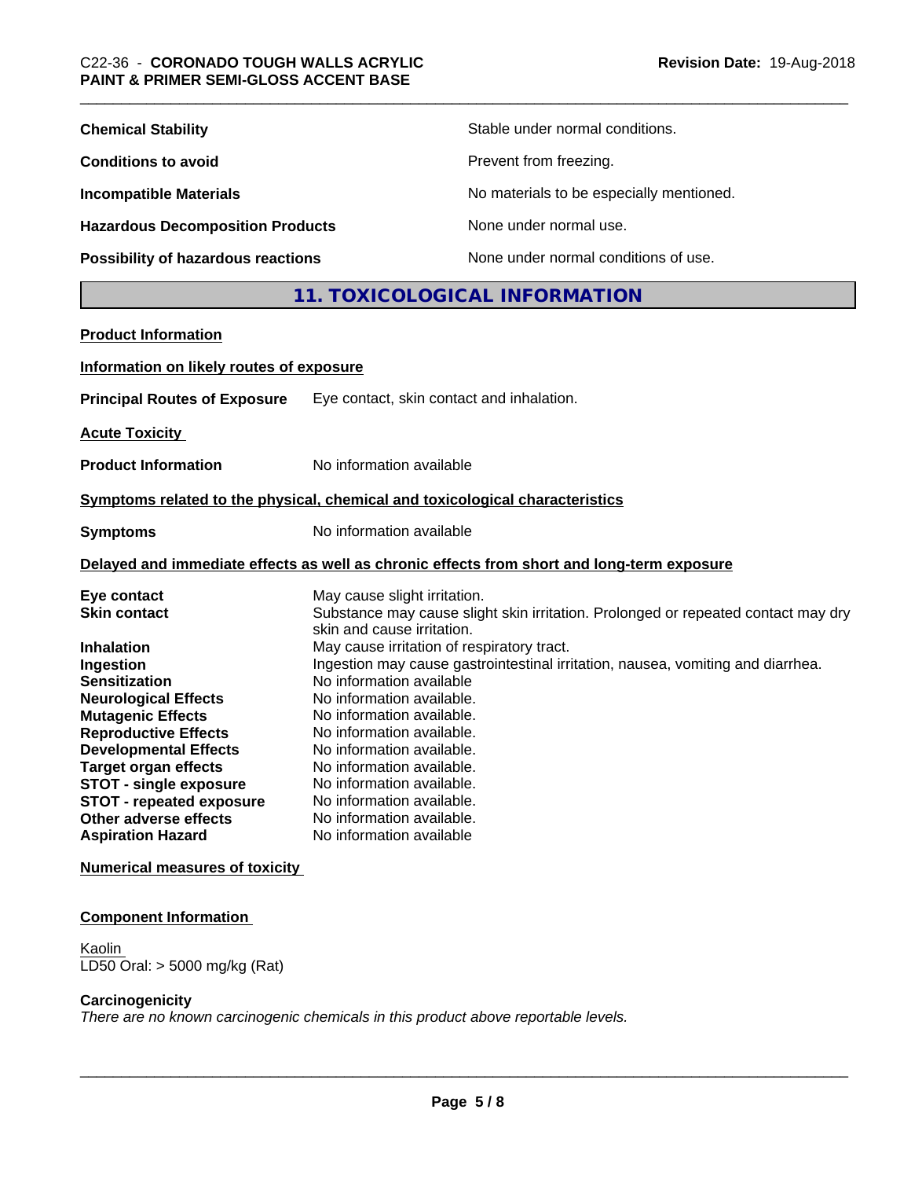| | |
|---|---|
| **Chemical Stability** | Stable under normal conditions. |
| **Conditions to avoid** | Prevent from freezing. |
| **Incompatible Materials** | No materials to be especially mentioned. |
| **Hazardous Decomposition Products** | None under normal use. |
| **Possibility of hazardous reactions** | None under normal conditions of use. |

## 11. TOXICOLOGICAL INFORMATION

**Product Information**

**Information on likely routes of exposure**

**Principal Routes of Exposure** Eye contact, skin contact and inhalation.

**Acute Toxicity**

**Product Information** No information available

**Symptoms related to the physical, chemical and toxicological characteristics**

**Symptoms** No information available

**Delayed and immediate effects as well as chronic effects from short and long-term exposure**

| | |
|---|---|
| **Eye contact** | May cause slight irritation. |
| **Skin contact** | Substance may cause slight skin irritation. Prolonged or repeated contact may dry skin and cause irritation. |
| **Inhalation** | May cause irritation of respiratory tract. |
| **Ingestion** | Ingestion may cause gastrointestinal irritation, nausea, vomiting and diarrhea. |
| **Sensitization** | No information available |
| **Neurological Effects** | No information available. |
| **Mutagenic Effects** | No information available. |
| **Reproductive Effects** | No information available. |
| **Developmental Effects** | No information available. |
| **Target organ effects** | No information available. |
| **STOT - single exposure** | No information available. |
| **STOT - repeated exposure** | No information available. |
| **Other adverse effects** | No information available. |
| **Aspiration Hazard** | No information available |

**Numerical measures of toxicity**

**Component Information**

Kaolin
LD50 Oral: > 5000 mg/kg (Rat)

**Carcinogenicity**

*There are no known carcinogenic chemicals in this product above reportable levels.*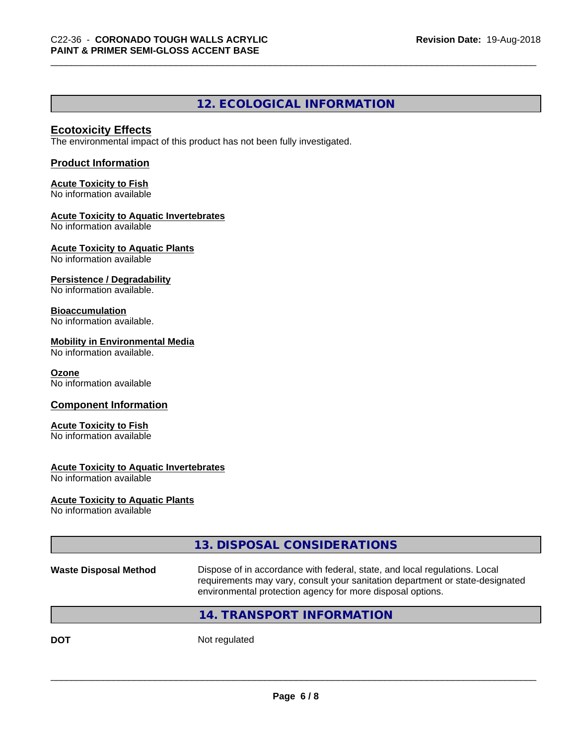## 12. ECOLOGICAL INFORMATION

### Ecotoxicity Effects

The environmental impact of this product has not been fully investigated.

### Product Information

**Acute Toxicity to Fish**
No information available

**Acute Toxicity to Aquatic Invertebrates**
No information available

**Acute Toxicity to Aquatic Plants**
No information available

**Persistence / Degradability**
No information available.

**Bioaccumulation**
No information available.

**Mobility in Environmental Media**
No information available.

**Ozone**
No information available

### Component Information

**Acute Toxicity to Fish**
No information available

**Acute Toxicity to Aquatic Invertebrates**
No information available

**Acute Toxicity to Aquatic Plants**
No information available

## 13. DISPOSAL CONSIDERATIONS

**Waste Disposal Method** Dispose of in accordance with federal, state, and local regulations. Local requirements may vary, consult your sanitation department or state-designated environmental protection agency for more disposal options.

## 14. TRANSPORT INFORMATION

**DOT** Not regulated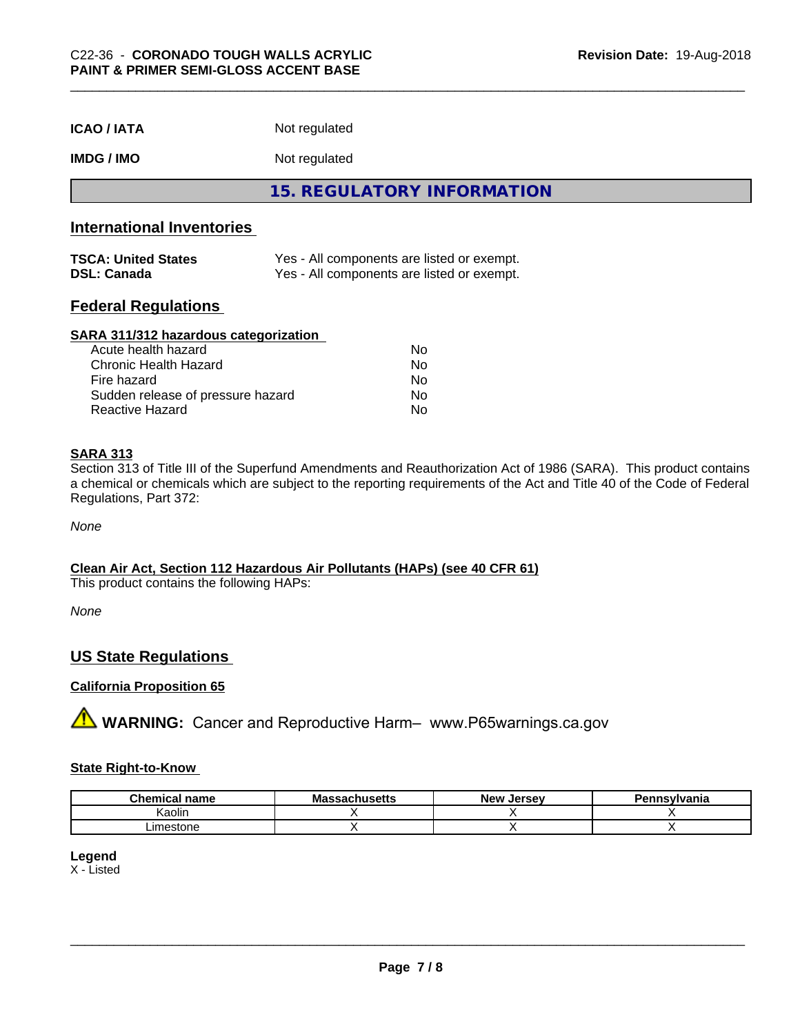| | |
|---|---|
| **ICAO / IATA** | Not regulated |
| **IMDG / IMO** | Not regulated |

## 15. REGULATORY INFORMATION

### International Inventories

| | |
|---|---|
| **TSCA: United States** | Yes - All components are listed or exempt. |
| **DSL: Canada** | Yes - All components are listed or exempt. |

### Federal Regulations

**SARA 311/312 hazardous categorization**

| | |
|---|---|
| Acute health hazard | No |
| Chronic Health Hazard | No |
| Fire hazard | No |
| Sudden release of pressure hazard | No |
| Reactive Hazard | No |

**SARA 313**

Section 313 of Title III of the Superfund Amendments and Reauthorization Act of 1986 (SARA). This product contains a chemical or chemicals which are subject to the reporting requirements of the Act and Title 40 of the Code of Federal Regulations, Part 372:

*None*

**Clean Air Act, Section 112 Hazardous Air Pollutants (HAPs) (see 40 CFR 61)**

This product contains the following HAPs:

*None*

### US State Regulations

**California Proposition 65**

⚠ **WARNING:** Cancer and Reproductive Harm– www.P65warnings.ca.gov

**State Right-to-Know**

| Chemical name | Massachusetts | New Jersey | Pennsylvania |
|---|---|---|---|
| Kaolin | X | X | X |
| Limestone | X | X | X |

**Legend**

X - Listed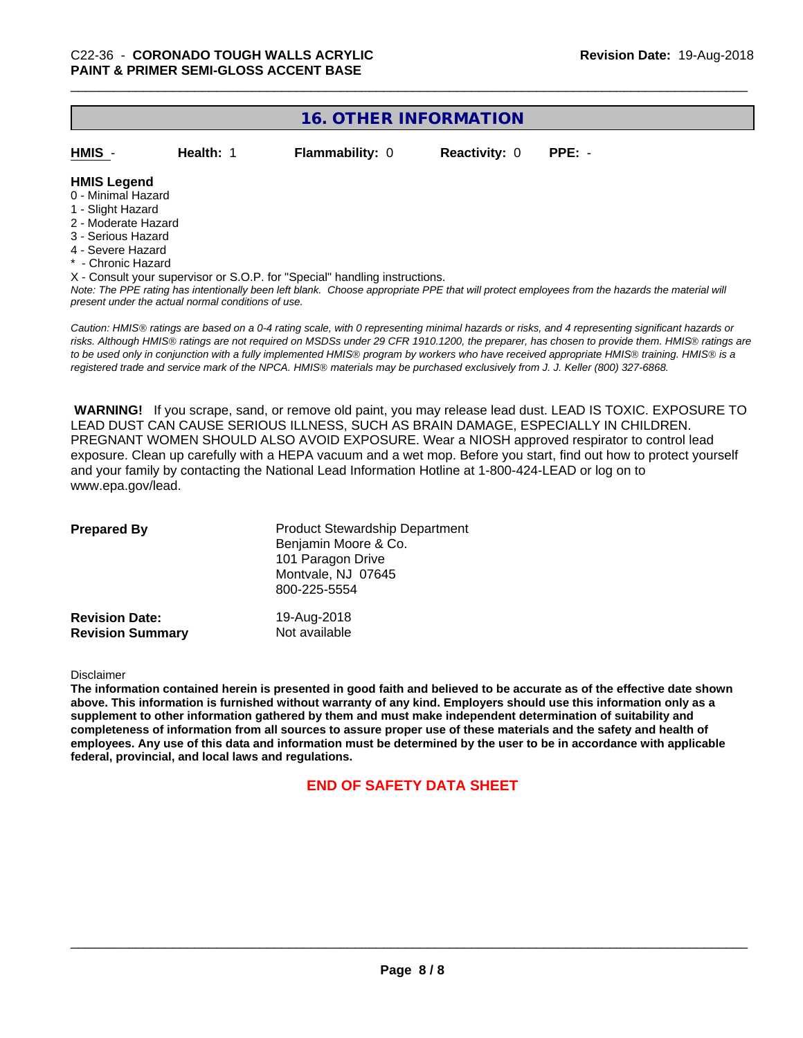## 16. OTHER INFORMATION

| HMIS - | Health: 1 | Flammability: 0 | Reactivity: 0 | PPE: - |
|---|---|---|---|---|

**HMIS Legend**
0 - Minimal Hazard
1 - Slight Hazard
2 - Moderate Hazard
3 - Serious Hazard
4 - Severe Hazard
* - Chronic Hazard
X - Consult your supervisor or S.O.P. for "Special" handling instructions.

*Note: The PPE rating has intentionally been left blank. Choose appropriate PPE that will protect employees from the hazards the material will present under the actual normal conditions of use.*

*Caution: HMIS® ratings are based on a 0-4 rating scale, with 0 representing minimal hazards or risks, and 4 representing significant hazards or risks. Although HMIS® ratings are not required on MSDSs under 29 CFR 1910.1200, the preparer, has chosen to provide them. HMIS® ratings are to be used only in conjunction with a fully implemented HMIS® program by workers who have received appropriate HMIS® training. HMIS® is a registered trade and service mark of the NPCA. HMIS® materials may be purchased exclusively from J. J. Keller (800) 327-6868.*

**WARNING!** If you scrape, sand, or remove old paint, you may release lead dust. LEAD IS TOXIC. EXPOSURE TO LEAD DUST CAN CAUSE SERIOUS ILLNESS, SUCH AS BRAIN DAMAGE, ESPECIALLY IN CHILDREN. PREGNANT WOMEN SHOULD ALSO AVOID EXPOSURE. Wear a NIOSH approved respirator to control lead exposure. Clean up carefully with a HEPA vacuum and a wet mop. Before you start, find out how to protect yourself and your family by contacting the National Lead Information Hotline at 1-800-424-LEAD or log on to www.epa.gov/lead.

| | |
|---|---|
| **Prepared By** | Product Stewardship Department<br>Benjamin Moore & Co.<br>101 Paragon Drive<br>Montvale, NJ 07645<br>800-225-5554 |
| **Revision Date:** | 19-Aug-2018 |
| **Revision Summary** | Not available |

Disclaimer

**The information contained herein is presented in good faith and believed to be accurate as of the effective date shown above. This information is furnished without warranty of any kind. Employers should use this information only as a supplement to other information gathered by them and must make independent determination of suitability and completeness of information from all sources to assure proper use of these materials and the safety and health of employees. Any use of this data and information must be determined by the user to be in accordance with applicable federal, provincial, and local laws and regulations.**

**END OF SAFETY DATA SHEET**